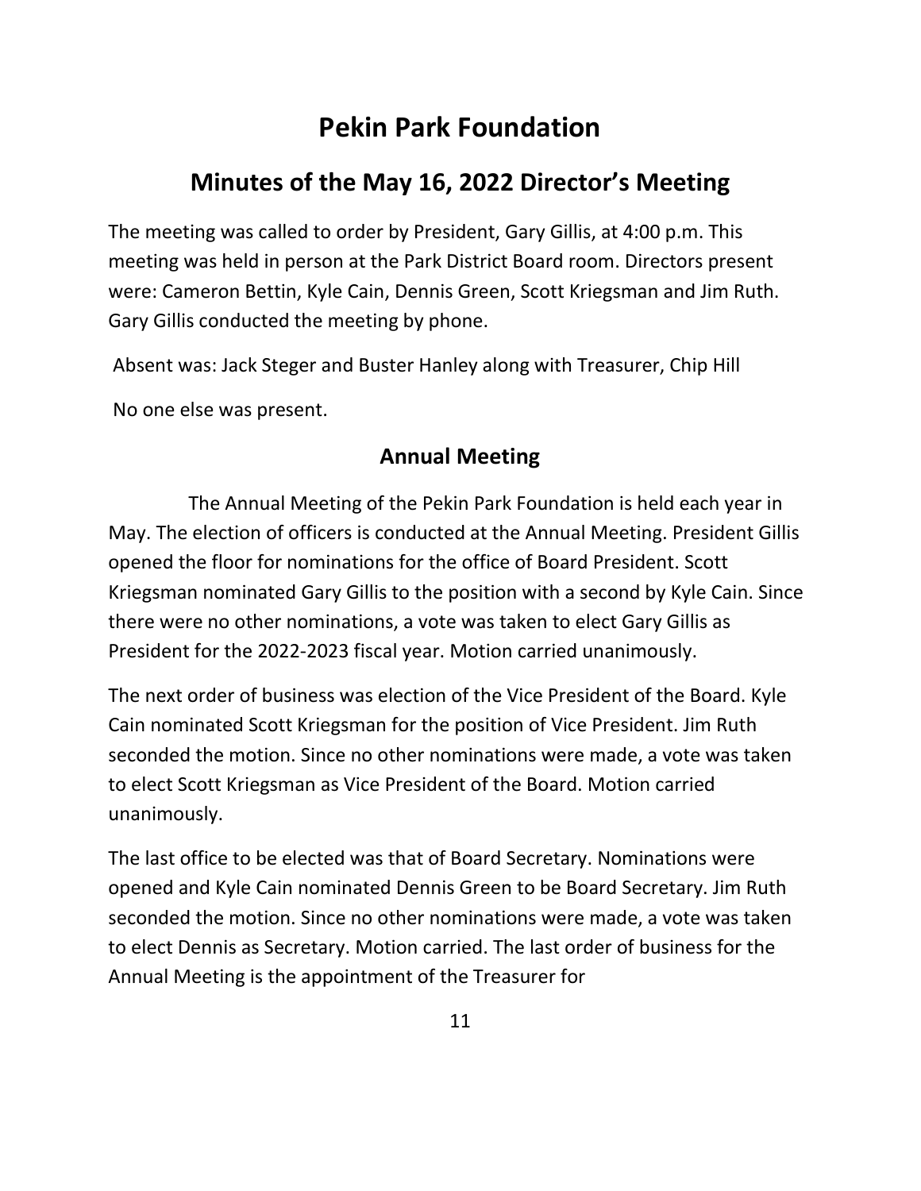# Pekin Park Foundation

## Minutes of the May 16, 2022 Director's Meeting

The meeting was called to order by President, Gary Gillis, at 4:00 p.m. This meeting was held in person at the Park District Board room. Directors present were: Cameron Bettin, Kyle Cain, Dennis Green, Scott Kriegsman and Jim Ruth. Gary Gillis conducted the meeting by phone.

Absent was: Jack Steger and Buster Hanley along with Treasurer, Chip Hill

No one else was present.

### Annual Meeting

The Annual Meeting of the Pekin Park Foundation is held each year in May. The election of officers is conducted at the Annual Meeting. President Gillis opened the floor for nominations for the office of Board President. Scott Kriegsman nominated Gary Gillis to the position with a second by Kyle Cain. Since there were no other nominations, a vote was taken to elect Gary Gillis as President for the 2022-2023 fiscal year. Motion carried unanimously.

The next order of business was election of the Vice President of the Board. Kyle Cain nominated Scott Kriegsman for the position of Vice President. Jim Ruth seconded the motion. Since no other nominations were made, a vote was taken to elect Scott Kriegsman as Vice President of the Board. Motion carried unanimously.

The last office to be elected was that of Board Secretary. Nominations were opened and Kyle Cain nominated Dennis Green to be Board Secretary. Jim Ruth seconded the motion. Since no other nominations were made, a vote was taken to elect Dennis as Secretary. Motion carried. The last order of business for the Annual Meeting is the appointment of the Treasurer for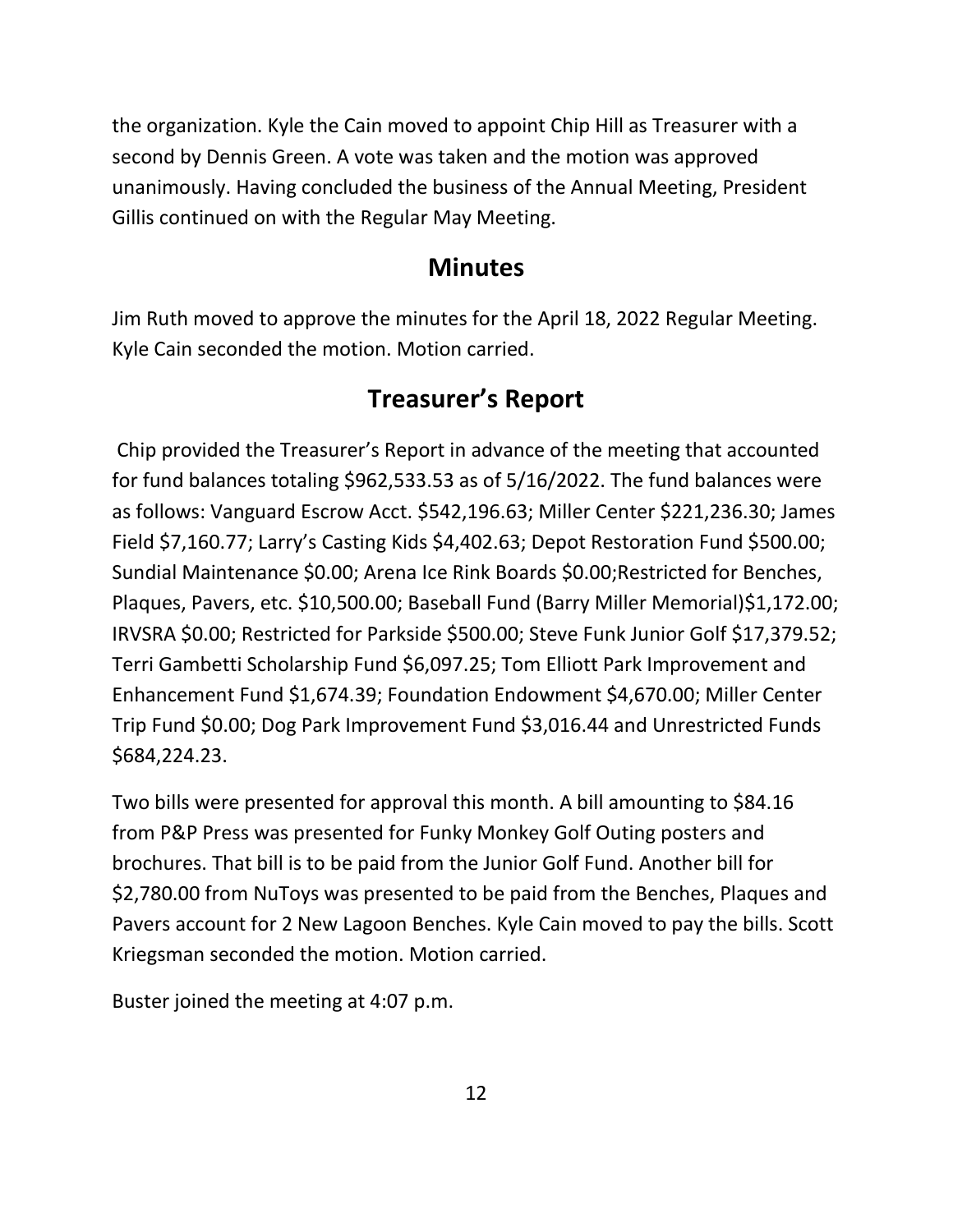the organization. Kyle the Cain moved to appoint Chip Hill as Treasurer with a second by Dennis Green. A vote was taken and the motion was approved unanimously. Having concluded the business of the Annual Meeting, President Gillis continued on with the Regular May Meeting.

## Minutes

Jim Ruth moved to approve the minutes for the April 18, 2022 Regular Meeting. Kyle Cain seconded the motion. Motion carried.

## Treasurer's Report

Chip provided the Treasurer's Report in advance of the meeting that accounted for fund balances totaling $962,533.53 as of 5/16/2022. The fund balances were as follows: Vanguard Escrow Acct. $542,196.63; Miller Center $221,236.30; James Field $7,160.77; Larry's Casting Kids $4,402.63; Depot Restoration Fund $500.00; Sundial Maintenance $0.00; Arena Ice Rink Boards $0.00;Restricted for Benches, Plaques, Pavers, etc. $10,500.00; Baseball Fund (Barry Miller Memorial)$1,172.00; IRVSRA $0.00; Restricted for Parkside $500.00; Steve Funk Junior Golf $17,379.52; Terri Gambetti Scholarship Fund $6,097.25; Tom Elliott Park Improvement and Enhancement Fund $1,674.39; Foundation Endowment $4,670.00; Miller Center Trip Fund $0.00; Dog Park Improvement Fund $3,016.44 and Unrestricted Funds $684,224.23.

Two bills were presented for approval this month. A bill amounting to $84.16 from P&P Press was presented for Funky Monkey Golf Outing posters and brochures. That bill is to be paid from the Junior Golf Fund. Another bill for $2,780.00 from NuToys was presented to be paid from the Benches, Plaques and Pavers account for 2 New Lagoon Benches. Kyle Cain moved to pay the bills. Scott Kriegsman seconded the motion. Motion carried.

Buster joined the meeting at 4:07 p.m.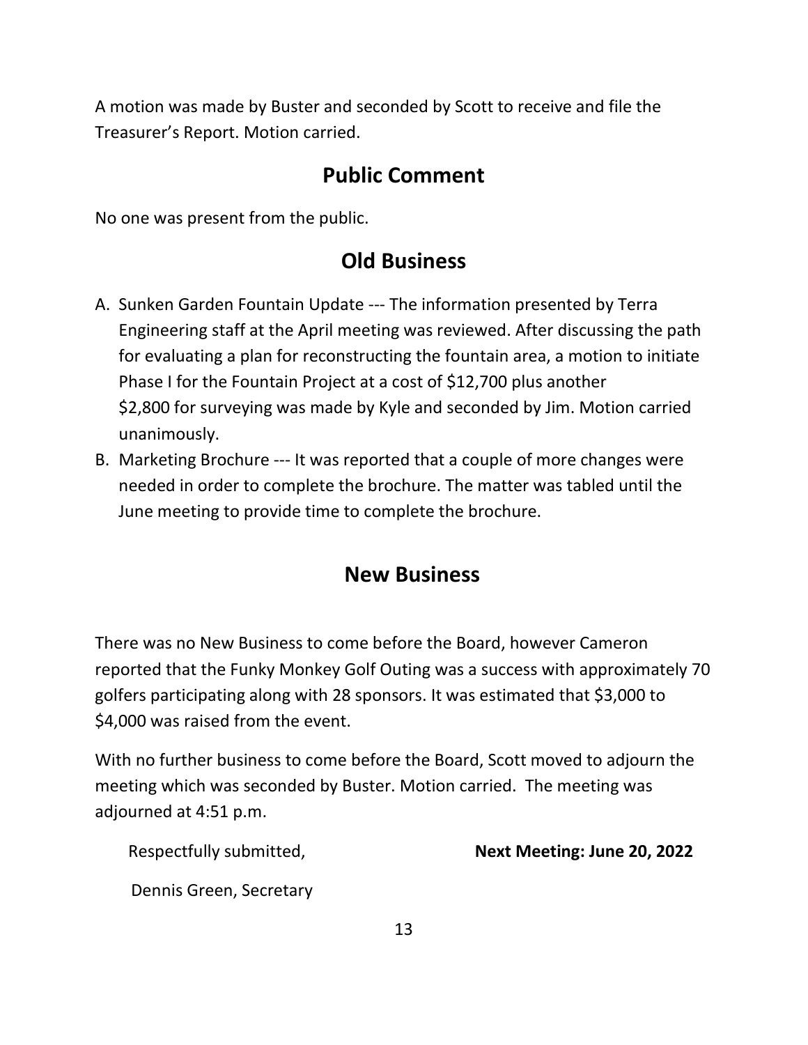A motion was made by Buster and seconded by Scott to receive and file the Treasurer's Report. Motion carried.

## Public Comment

No one was present from the public.

## Old Business

A. Sunken Garden Fountain Update --- The information presented by Terra Engineering staff at the April meeting was reviewed. After discussing the path for evaluating a plan for reconstructing the fountain area, a motion to initiate Phase I for the Fountain Project at a cost of $12,700 plus another $2,800 for surveying was made by Kyle and seconded by Jim. Motion carried unanimously.
B. Marketing Brochure --- It was reported that a couple of more changes were needed in order to complete the brochure. The matter was tabled until the June meeting to provide time to complete the brochure.

## New Business

There was no New Business to come before the Board, however Cameron reported that the Funky Monkey Golf Outing was a success with approximately 70 golfers participating along with 28 sponsors. It was estimated that $3,000 to $4,000 was raised from the event.

With no further business to come before the Board, Scott moved to adjourn the meeting which was seconded by Buster. Motion carried. The meeting was adjourned at 4:51 p.m.

Respectfully submitted,

**Next Meeting: June 20, 2022**

Dennis Green, Secretary